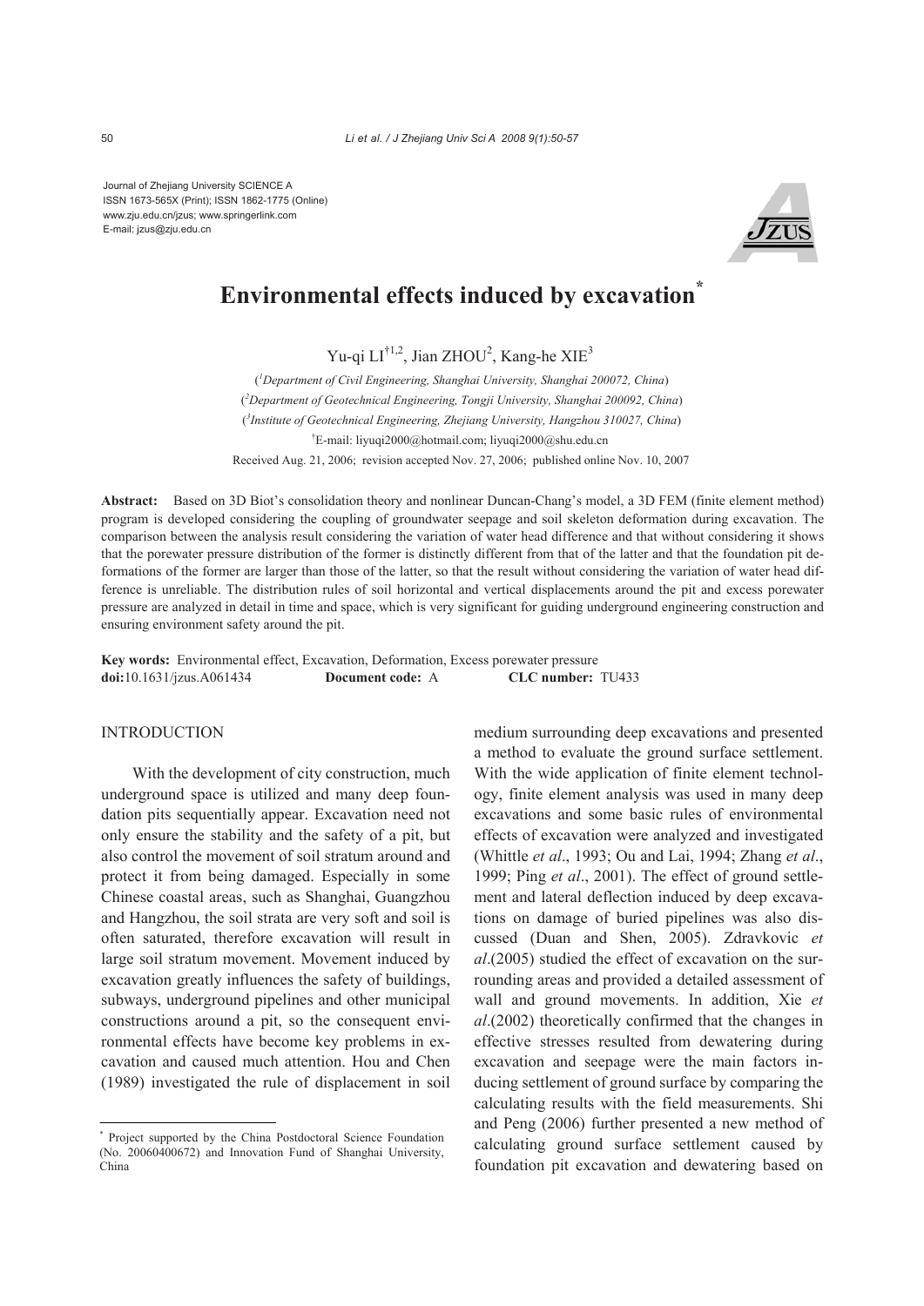Journal of Zhejiang University SCIENCE A
ISSN 1673-565X (Print); ISSN 1862-1775 (Online)
www.zju.edu.cn/jzus; www.springerlink.com
E-mail: jzus@zju.edu.cn

# Environmental effects induced by excavation*

Yu-qi LI[†1,2], Jian ZHOU[2], Kang-he XIE[3]

([1]*Department of Civil Engineering, Shanghai University, Shanghai 200072, China*)
([2]*Department of Geotechnical Engineering, Tongji University, Shanghai 200092, China*)
([3]*Institute of Geotechnical Engineering, Zhejiang University, Hangzhou 310027, China*)
[†]E-mail: liyuqi2000@hotmail.com; liyuqi2000@shu.edu.cn

Received Aug. 21, 2006; revision accepted Nov. 27, 2006; published online Nov. 10, 2007

**Abstract:** Based on 3D Biot's consolidation theory and nonlinear Duncan-Chang's model, a 3D FEM (finite element method) program is developed considering the coupling of groundwater seepage and soil skeleton deformation during excavation. The comparison between the analysis result considering the variation of water head difference and that without considering it shows that the porewater pressure distribution of the former is distinctly different from that of the latter and that the foundation pit deformations of the former are larger than those of the latter, so that the result without considering the variation of water head difference is unreliable. The distribution rules of soil horizontal and vertical displacements around the pit and excess porewater pressure are analyzed in detail in time and space, which is very significant for guiding underground engineering construction and ensuring environment safety around the pit.

**Key words:** Environmental effect, Excavation, Deformation, Excess porewater pressure
**doi:**10.1631/jzus.A061434 **Document code:** A **CLC number:** TU433

## INTRODUCTION

With the development of city construction, much underground space is utilized and many deep foundation pits sequentially appear. Excavation need not only ensure the stability and the safety of a pit, but also control the movement of soil stratum around and protect it from being damaged. Especially in some Chinese coastal areas, such as Shanghai, Guangzhou and Hangzhou, the soil strata are very soft and soil is often saturated, therefore excavation will result in large soil stratum movement. Movement induced by excavation greatly influences the safety of buildings, subways, underground pipelines and other municipal constructions around a pit, so the consequent environmental effects have become key problems in excavation and caused much attention. Hou and Chen (1989) investigated the rule of displacement in soil medium surrounding deep excavations and presented a method to evaluate the ground surface settlement. With the wide application of finite element technology, finite element analysis was used in many deep excavations and some basic rules of environmental effects of excavation were analyzed and investigated (Whittle *et al*., 1993; Ou and Lai, 1994; Zhang *et al*., 1999; Ping *et al*., 2001). The effect of ground settlement and lateral deflection induced by deep excavations on damage of buried pipelines was also discussed (Duan and Shen, 2005). Zdravkovic *et al*.(2005) studied the effect of excavation on the surrounding areas and provided a detailed assessment of wall and ground movements. In addition, Xie *et al*.(2002) theoretically confirmed that the changes in effective stresses resulted from dewatering during excavation and seepage were the main factors inducing settlement of ground surface by comparing the calculating results with the field measurements. Shi and Peng (2006) further presented a new method of calculating ground surface settlement caused by foundation pit excavation and dewatering based on

---

* Project supported by the China Postdoctoral Science Foundation (No. 20060400672) and Innovation Fund of Shanghai University, China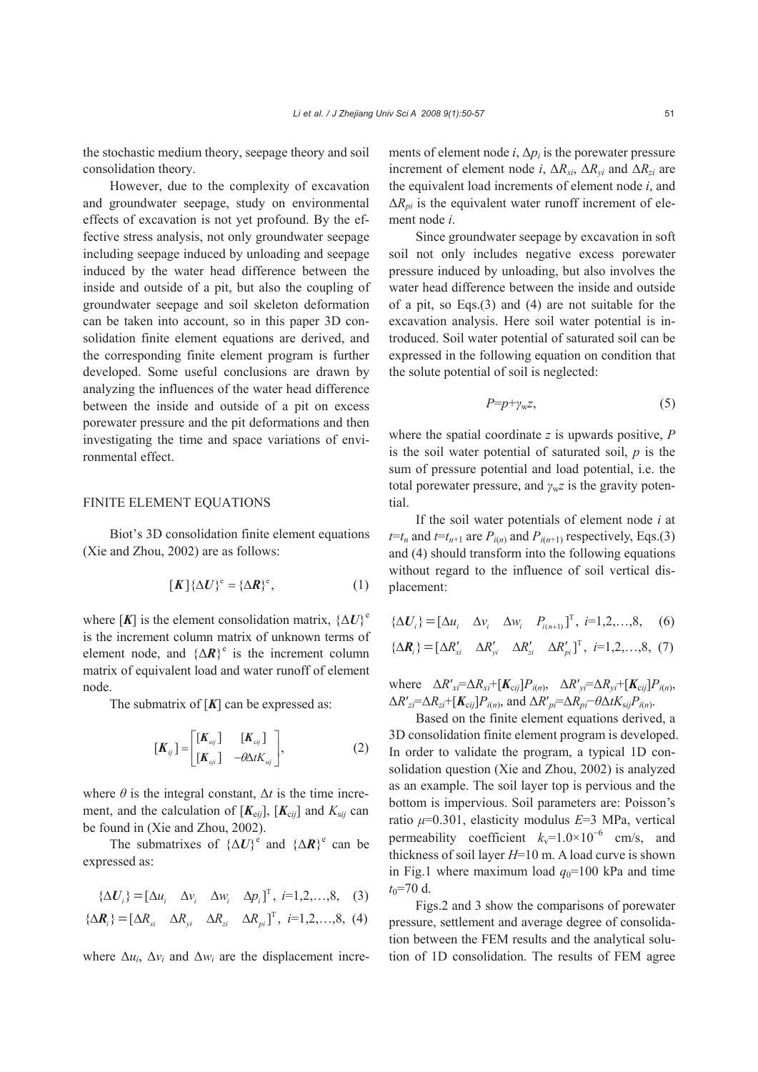the stochastic medium theory, seepage theory and soil consolidation theory.

However, due to the complexity of excavation and groundwater seepage, study on environmental effects of excavation is not yet profound. By the effective stress analysis, not only groundwater seepage including seepage induced by unloading and seepage induced by the water head difference between the inside and outside of a pit, but also the coupling of groundwater seepage and soil skeleton deformation can be taken into account, so in this paper 3D consolidation finite element equations are derived, and the corresponding finite element program is further developed. Some useful conclusions are drawn by analyzing the influences of the water head difference between the inside and outside of a pit on excess porewater pressure and the pit deformations and then investigating the time and space variations of environmental effect.

## FINITE ELEMENT EQUATIONS

Biot's 3D consolidation finite element equations (Xie and Zhou, 2002) are as follows:

$$[\boldsymbol{K}]\{\Delta \boldsymbol{U}\}^{\mathrm{e}} = \{\Delta \boldsymbol{R}\}^{\mathrm{e}}, \tag{1}$$

where $[\boldsymbol{K}]$ is the element consolidation matrix, $\{\Delta \boldsymbol{U}\}^{\mathrm{e}}$ is the increment column matrix of unknown terms of element node, and $\{\Delta \boldsymbol{R}\}^{\mathrm{e}}$ is the increment column matrix of equivalent load and water runoff of element node.

The submatrix of $[\boldsymbol{K}]$ can be expressed as:

$$[\boldsymbol{K}_{ij}] = \begin{bmatrix} [\boldsymbol{K}_{\mathrm{e}ij}] & [\boldsymbol{K}_{\mathrm{c}ij}] \\ [\boldsymbol{K}_{\mathrm{c}ji}] & -\theta \Delta t K_{\mathrm{s}ij} \end{bmatrix}, \tag{2}$$

where $\theta$ is the integral constant, $\Delta t$ is the time increment, and the calculation of $[\boldsymbol{K}_{\mathrm{e}ij}]$, $[\boldsymbol{K}_{\mathrm{c}ij}]$ and $K_{\mathrm{s}ij}$ can be found in (Xie and Zhou, 2002).

The submatrixes of $\{\Delta \boldsymbol{U}\}^{\mathrm{e}}$ and $\{\Delta \boldsymbol{R}\}^{\mathrm{e}}$ can be expressed as:

$$\{\Delta \boldsymbol{U}_i\} = [\Delta u_i \quad \Delta v_i \quad \Delta w_i \quad \Delta p_i]^{\mathrm{T}},\ i=1,2,\ldots,8, \tag{3}$$

$$\{\Delta \boldsymbol{R}_i\} = [\Delta R_{xi} \quad \Delta R_{yi} \quad \Delta R_{zi} \quad \Delta R_{pi}]^{\mathrm{T}},\ i=1,2,\ldots,8, \tag{4}$$

where $\Delta u_i$, $\Delta v_i$ and $\Delta w_i$ are the displacement increments of element node $i$, $\Delta p_i$ is the porewater pressure increment of element node $i$, $\Delta R_{xi}$, $\Delta R_{yi}$ and $\Delta R_{zi}$ are the equivalent load increments of element node $i$, and $\Delta R_{pi}$ is the equivalent water runoff increment of element node $i$.

Since groundwater seepage by excavation in soft soil not only includes negative excess porewater pressure induced by unloading, but also involves the water head difference between the inside and outside of a pit, so Eqs.(3) and (4) are not suitable for the excavation analysis. Here soil water potential is introduced. Soil water potential of saturated soil can be expressed in the following equation on condition that the solute potential of soil is neglected:

$$P=p+\gamma_{\mathrm{w}}z, \tag{5}$$

where the spatial coordinate $z$ is upwards positive, $P$ is the soil water potential of saturated soil, $p$ is the sum of pressure potential and load potential, i.e. the total porewater pressure, and $\gamma_{\mathrm{w}}z$ is the gravity potential.

If the soil water potentials of element node $i$ at $t=t_n$ and $t=t_{n+1}$ are $P_{i(n)}$ and $P_{i(n+1)}$ respectively, Eqs.(3) and (4) should transform into the following equations without regard to the influence of soil vertical displacement:

$$\{\Delta \boldsymbol{U}_i\} = [\Delta u_i \quad \Delta v_i \quad \Delta w_i \quad P_{i(n+1)}]^{\mathrm{T}},\ i=1,2,\ldots,8, \tag{6}$$

$$\{\Delta \boldsymbol{R}_i\} = [\Delta R'_{xi} \quad \Delta R'_{yi} \quad \Delta R'_{zi} \quad \Delta R'_{pi}]^{\mathrm{T}},\ i=1,2,\ldots,8, \tag{7}$$

where $\Delta R'_{xi}=\Delta R_{xi}+[\boldsymbol{K}_{\mathrm{c}ij}]P_{i(n)}$, $\Delta R'_{yi}=\Delta R_{yi}+[\boldsymbol{K}_{\mathrm{c}ij}]P_{i(n)}$, $\Delta R'_{zi}=\Delta R_{zi}+[\boldsymbol{K}_{\mathrm{c}ij}]P_{i(n)}$, and $\Delta R'_{pi}=\Delta R_{pi}-\theta \Delta t K_{\mathrm{s}ij}P_{i(n)}$.

Based on the finite element equations derived, a 3D consolidation finite element program is developed. In order to validate the program, a typical 1D consolidation question (Xie and Zhou, 2002) is analyzed as an example. The soil layer top is pervious and the bottom is impervious. Soil parameters are: Poisson's ratio $\mu$=0.301, elasticity modulus $E$=3 MPa, vertical permeability coefficient $k_{\mathrm{v}}$=1.0×10$^{-6}$ cm/s, and thickness of soil layer $H$=10 m. A load curve is shown in Fig.1 where maximum load $q_0$=100 kPa and time $t_0$=70 d.

Figs.2 and 3 show the comparisons of porewater pressure, settlement and average degree of consolidation between the FEM results and the analytical solution of 1D consolidation. The results of FEM agree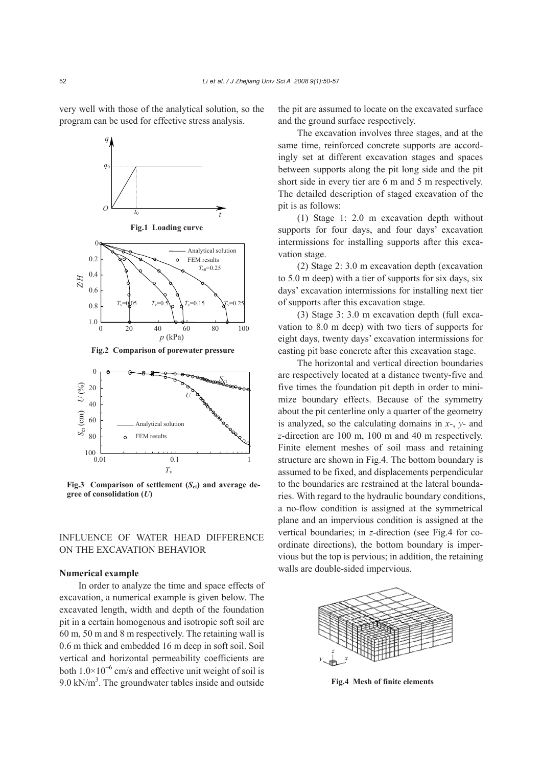very well with those of the analytical solution, so the program can be used for effective stress analysis.

**Fig.1 Loading curve**

**Fig.2 Comparison of porewater pressure**

**Fig.3 Comparison of settlement ($S_{ct}$) and average degree of consolidation ($U$)**

## INFLUENCE OF WATER HEAD DIFFERENCE ON THE EXCAVATION BEHAVIOR

### Numerical example

In order to analyze the time and space effects of excavation, a numerical example is given below. The excavated length, width and depth of the foundation pit in a certain homogenous and isotropic soft soil are 60 m, 50 m and 8 m respectively. The retaining wall is 0.6 m thick and embedded 16 m deep in soft soil. Soil vertical and horizontal permeability coefficients are both $1.0\times10^{-6}$ cm/s and effective unit weight of soil is 9.0 kN/m$^3$. The groundwater tables inside and outside the pit are assumed to locate on the excavated surface and the ground surface respectively.

The excavation involves three stages, and at the same time, reinforced concrete supports are accordingly set at different excavation stages and spaces between supports along the pit long side and the pit short side in every tier are 6 m and 5 m respectively. The detailed description of staged excavation of the pit is as follows:

(1) Stage 1: 2.0 m excavation depth without supports for four days, and four days' excavation intermissions for installing supports after this excavation stage.

(2) Stage 2: 3.0 m excavation depth (excavation to 5.0 m deep) with a tier of supports for six days, six days' excavation intermissions for installing next tier of supports after this excavation stage.

(3) Stage 3: 3.0 m excavation depth (full excavation to 8.0 m deep) with two tiers of supports for eight days, twenty days' excavation intermissions for casting pit base concrete after this excavation stage.

The horizontal and vertical direction boundaries are respectively located at a distance twenty-five and five times the foundation pit depth in order to minimize boundary effects. Because of the symmetry about the pit centerline only a quarter of the geometry is analyzed, so the calculating domains in $x$-, $y$- and $z$-direction are 100 m, 100 m and 40 m respectively. Finite element meshes of soil mass and retaining structure are shown in Fig.4. The bottom boundary is assumed to be fixed, and displacements perpendicular to the boundaries are restrained at the lateral boundaries. With regard to the hydraulic boundary conditions, a no-flow condition is assigned at the symmetrical plane and an impervious condition is assigned at the vertical boundaries; in $z$-direction (see Fig.4 for coordinate directions), the bottom boundary is impervious but the top is pervious; in addition, the retaining walls are double-sided impervious.

**Fig.4 Mesh of finite elements**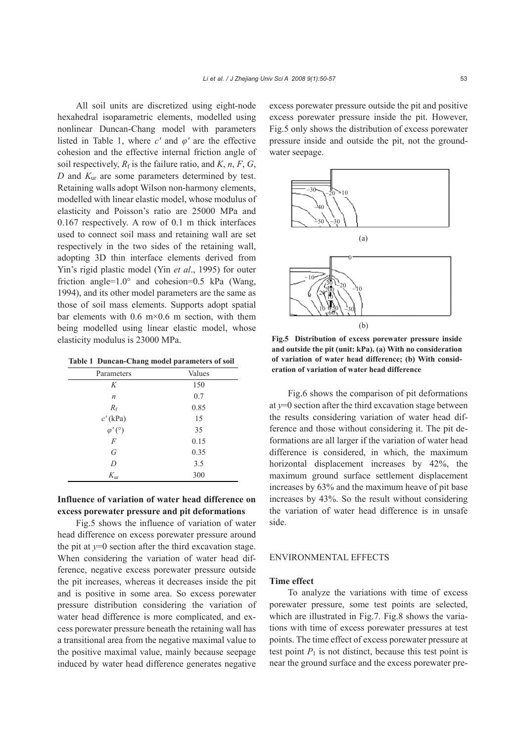All soil units are discretized using eight-node hexahedral isoparametric elements, modelled using nonlinear Duncan-Chang model with parameters listed in Table 1, where $c'$ and $\varphi'$ are the effective cohesion and the effective internal friction angle of soil respectively, $R_f$ is the failure ratio, and $K$, $n$, $F$, $G$, $D$ and $K_{ur}$ are some parameters determined by test. Retaining walls adopt Wilson non-harmony elements, modelled with linear elastic model, whose modulus of elasticity and Poisson's ratio are 25000 MPa and 0.167 respectively. A row of 0.1 m thick interfaces used to connect soil mass and retaining wall are set respectively in the two sides of the retaining wall, adopting 3D thin interface elements derived from Yin's rigid plastic model (Yin *et al*., 1995) for outer friction angle=1.0° and cohesion=0.5 kPa (Wang, 1994), and its other model parameters are the same as those of soil mass elements. Supports adopt spatial bar elements with 0.6 m×0.6 m section, with them being modelled using linear elastic model, whose elasticity modulus is 23000 MPa.

**Table 1 Duncan-Chang model parameters of soil**

| Parameters | Values |
|---|---|
| $K$ | 150 |
| $n$ | 0.7 |
| $R_f$ | 0.85 |
| $c'$ (kPa) | 15 |
| $\varphi'$ (°) | 35 |
| $F$ | 0.15 |
| $G$ | 0.35 |
| $D$ | 3.5 |
| $K_{ur}$ | 300 |

### Influence of variation of water head difference on excess porewater pressure and pit deformations

Fig.5 shows the influence of variation of water head difference on excess porewater pressure around the pit at $y$=0 section after the third excavation stage. When considering the variation of water head difference, negative excess porewater pressure outside the pit increases, whereas it decreases inside the pit and is positive in some area. So excess porewater pressure distribution considering the variation of water head difference is more complicated, and excess porewater pressure beneath the retaining wall has a transitional area from the negative maximal value to the positive maximal value, mainly because seepage induced by water head difference generates negative excess porewater pressure outside the pit and positive excess porewater pressure inside the pit. However, Fig.5 only shows the distribution of excess porewater pressure inside and outside the pit, not the groundwater seepage.

**Fig.5 Distribution of excess porewater pressure inside and outside the pit (unit: kPa). (a) With no consideration of variation of water head difference; (b) With consideration of variation of water head difference**

Fig.6 shows the comparison of pit deformations at $y$=0 section after the third excavation stage between the results considering variation of water head difference and those without considering it. The pit deformations are all larger if the variation of water head difference is considered, in which, the maximum horizontal displacement increases by 42%, the maximum ground surface settlement displacement increases by 63% and the maximum heave of pit base increases by 43%. So the result without considering the variation of water head difference is in unsafe side.

## ENVIRONMENTAL EFFECTS

### Time effect

To analyze the variations with time of excess porewater pressure, some test points are selected, which are illustrated in Fig.7. Fig.8 shows the variations with time of excess porewater pressures at test points. The time effect of excess porewater pressure at test point $P_1$ is not distinct, because this test point is near the ground surface and the excess porewater pre-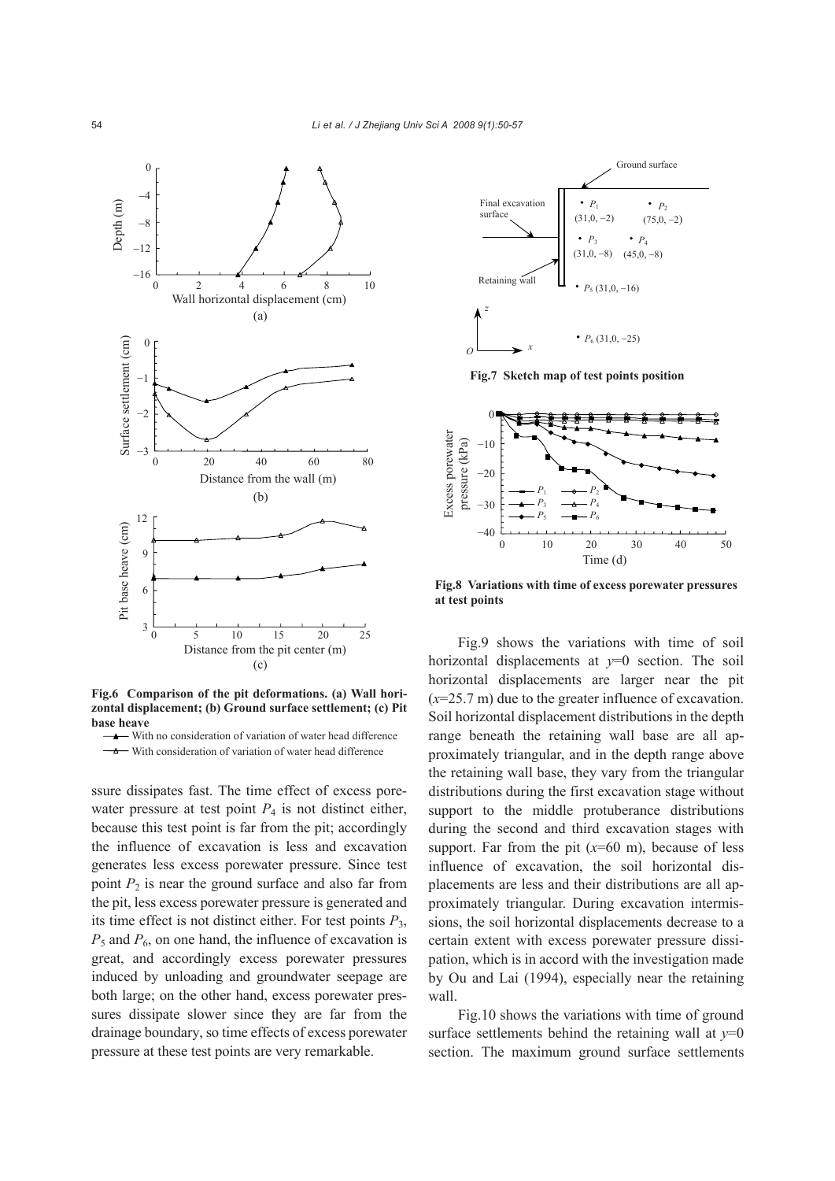**Fig.6 Comparison of the pit deformations. (a) Wall horizontal displacement; (b) Ground surface settlement; (c) Pit base heave**

—▲— With no consideration of variation of water head difference
—△— With consideration of variation of water head difference

ssure dissipates fast. The time effect of excess porewater pressure at test point $P_4$ is not distinct either, because this test point is far from the pit; accordingly the influence of excavation is less and excavation generates less excess porewater pressure. Since test point $P_2$ is near the ground surface and also far from the pit, less excess porewater pressure is generated and its time effect is not distinct either. For test points $P_3$, $P_5$ and $P_6$, on one hand, the influence of excavation is great, and accordingly excess porewater pressures induced by unloading and groundwater seepage are both large; on the other hand, excess porewater pressures dissipate slower since they are far from the drainage boundary, so time effects of excess porewater pressure at these test points are very remarkable.

**Fig.7 Sketch map of test points position**

**Fig.8 Variations with time of excess porewater pressures at test points**

Fig.9 shows the variations with time of soil horizontal displacements at $y$=0 section. The soil horizontal displacements are larger near the pit ($x$=25.7 m) due to the greater influence of excavation. Soil horizontal displacement distributions in the depth range beneath the retaining wall base are all approximately triangular, and in the depth range above the retaining wall base, they vary from the triangular distributions during the first excavation stage without support to the middle protuberance distributions during the second and third excavation stages with support. Far from the pit ($x$=60 m), because of less influence of excavation, the soil horizontal displacements are less and their distributions are all approximately triangular. During excavation intermissions, the soil horizontal displacements decrease to a certain extent with excess porewater pressure dissipation, which is in accord with the investigation made by Ou and Lai (1994), especially near the retaining wall.

Fig.10 shows the variations with time of ground surface settlements behind the retaining wall at $y$=0 section. The maximum ground surface settlements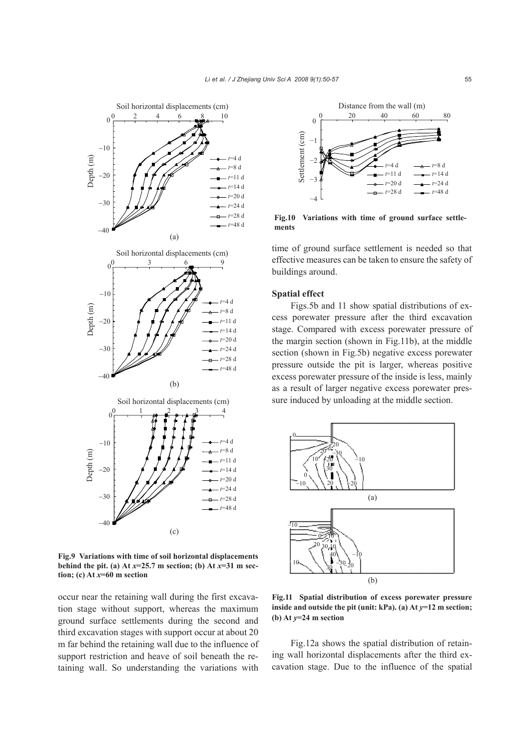Fig.9 Variations with time of soil horizontal displacements behind the pit. (a) At $x$=25.7 m section; (b) At $x$=31 m section; (c) At $x$=60 m section

occur near the retaining wall during the first excavation stage without support, whereas the maximum ground surface settlements during the second and third excavation stages with support occur at about 20 m far behind the retaining wall due to the influence of support restriction and heave of soil beneath the retaining wall. So understanding the variations with time of ground surface settlement is needed so that effective measures can be taken to ensure the safety of buildings around.

Fig.10 Variations with time of ground surface settlements

### Spatial effect

Figs.5b and 11 show spatial distributions of excess porewater pressure after the third excavation stage. Compared with excess porewater pressure of the margin section (shown in Fig.11b), at the middle section (shown in Fig.5b) negative excess porewater pressure outside the pit is larger, whereas positive excess porewater pressure of the inside is less, mainly as a result of larger negative excess porewater pressure induced by unloading at the middle section.

Fig.11 Spatial distribution of excess porewater pressure inside and outside the pit (unit: kPa). (a) At $y$=12 m section; (b) At $y$=24 m section

Fig.12a shows the spatial distribution of retaining wall horizontal displacements after the third excavation stage. Due to the influence of the spatial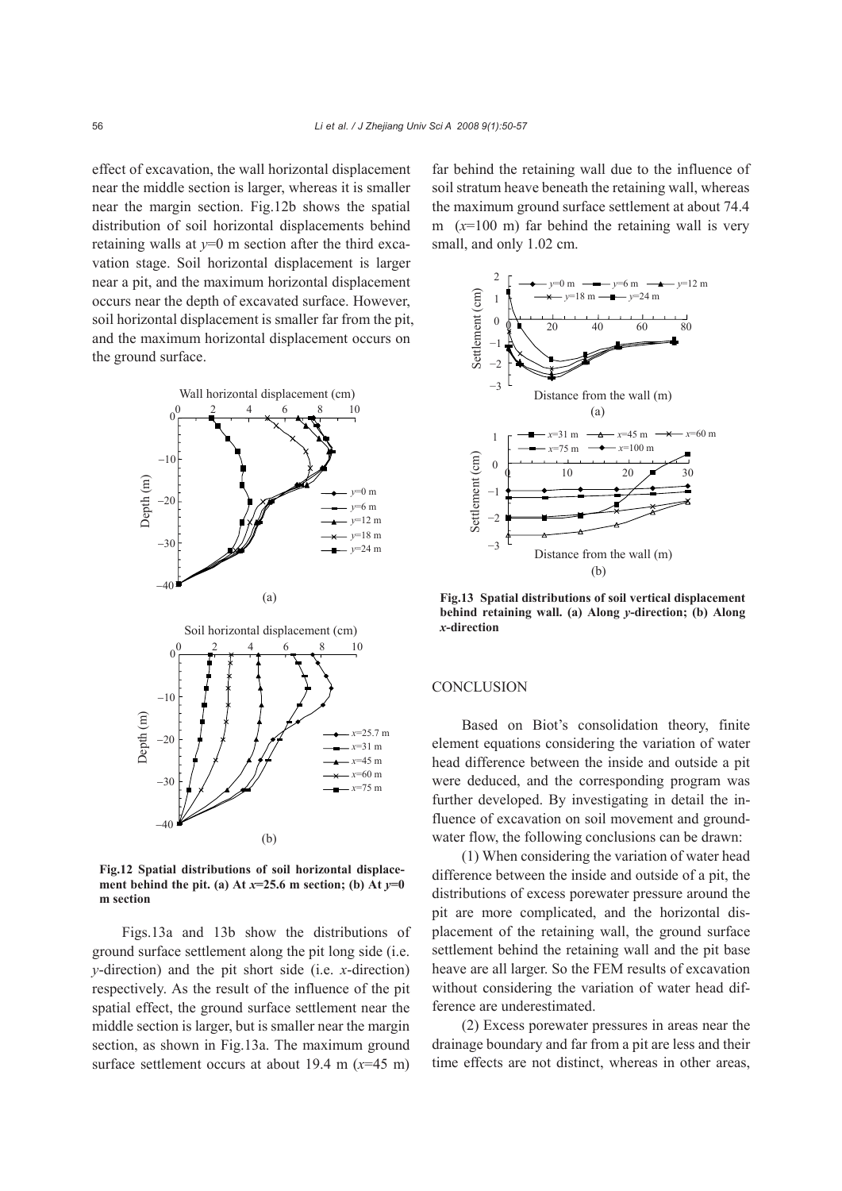effect of excavation, the wall horizontal displacement near the middle section is larger, whereas it is smaller near the margin section. Fig.12b shows the spatial distribution of soil horizontal displacements behind retaining walls at $y$=0 m section after the third excavation stage. Soil horizontal displacement is larger near a pit, and the maximum horizontal displacement occurs near the depth of excavated surface. However, soil horizontal displacement is smaller far from the pit, and the maximum horizontal displacement occurs on the ground surface.

**Fig.12 Spatial distributions of soil horizontal displacement behind the pit. (a) At $x$=25.6 m section; (b) At $y$=0 m section**

Figs.13a and 13b show the distributions of ground surface settlement along the pit long side (i.e. $y$-direction) and the pit short side (i.e. $x$-direction) respectively. As the result of the influence of the pit spatial effect, the ground surface settlement near the middle section is larger, but is smaller near the margin section, as shown in Fig.13a. The maximum ground surface settlement occurs at about 19.4 m ($x$=45 m) far behind the retaining wall due to the influence of soil stratum heave beneath the retaining wall, whereas the maximum ground surface settlement at about 74.4 m ($x$=100 m) far behind the retaining wall is very small, and only 1.02 cm.

**Fig.13 Spatial distributions of soil vertical displacement behind retaining wall. (a) Along $y$-direction; (b) Along $x$-direction**

## CONCLUSION

Based on Biot's consolidation theory, finite element equations considering the variation of water head difference between the inside and outside a pit were deduced, and the corresponding program was further developed. By investigating in detail the influence of excavation on soil movement and groundwater flow, the following conclusions can be drawn:

(1) When considering the variation of water head difference between the inside and outside of a pit, the distributions of excess porewater pressure around the pit are more complicated, and the horizontal displacement of the retaining wall, the ground surface settlement behind the retaining wall and the pit base heave are all larger. So the FEM results of excavation without considering the variation of water head difference are underestimated.

(2) Excess porewater pressures in areas near the drainage boundary and far from a pit are less and their time effects are not distinct, whereas in other areas,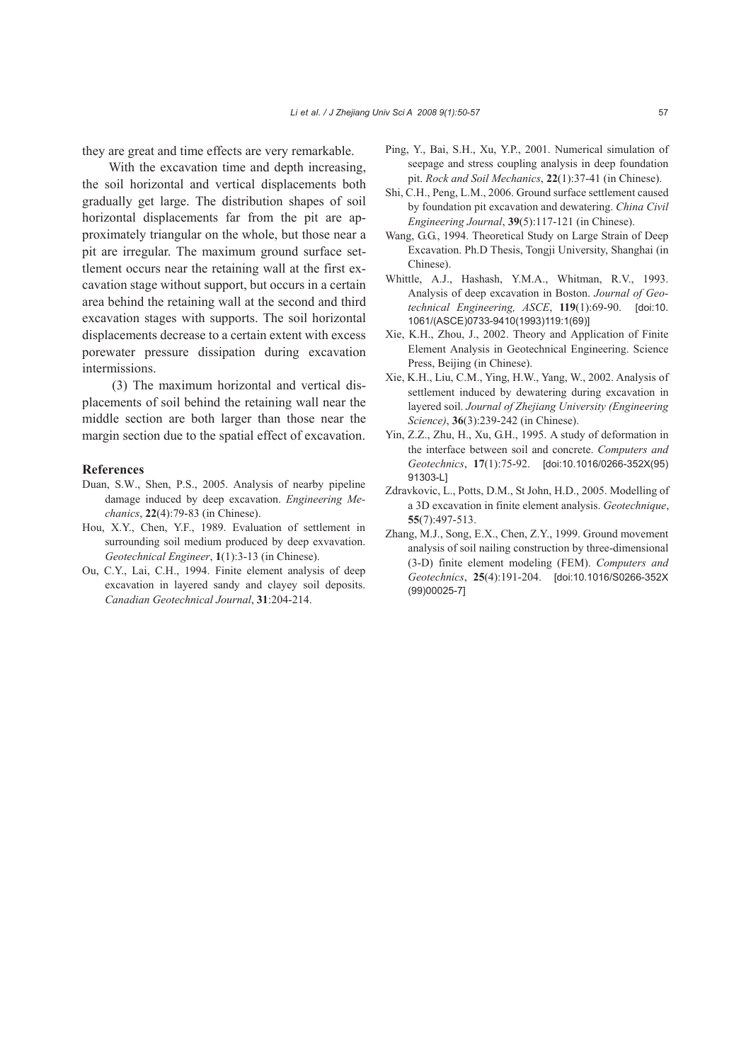they are great and time effects are very remarkable.

With the excavation time and depth increasing, the soil horizontal and vertical displacements both gradually get large. The distribution shapes of soil horizontal displacements far from the pit are approximately triangular on the whole, but those near a pit are irregular. The maximum ground surface settlement occurs near the retaining wall at the first excavation stage without support, but occurs in a certain area behind the retaining wall at the second and third excavation stages with supports. The soil horizontal displacements decrease to a certain extent with excess porewater pressure dissipation during excavation intermissions.

(3) The maximum horizontal and vertical displacements of soil behind the retaining wall near the middle section are both larger than those near the margin section due to the spatial effect of excavation.

## References

Duan, S.W., Shen, P.S., 2005. Analysis of nearby pipeline damage induced by deep excavation. *Engineering Mechanics*, **22**(4):79-83 (in Chinese).

Hou, X.Y., Chen, Y.F., 1989. Evaluation of settlement in surrounding soil medium produced by deep exvavation. *Geotechnical Engineer*, **1**(1):3-13 (in Chinese).

Ou, C.Y., Lai, C.H., 1994. Finite element analysis of deep excavation in layered sandy and clayey soil deposits. *Canadian Geotechnical Journal*, **31**:204-214.

Ping, Y., Bai, S.H., Xu, Y.P., 2001. Numerical simulation of seepage and stress coupling analysis in deep foundation pit. *Rock and Soil Mechanics*, **22**(1):37-41 (in Chinese).

Shi, C.H., Peng, L.M., 2006. Ground surface settlement caused by foundation pit excavation and dewatering. *China Civil Engineering Journal*, **39**(5):117-121 (in Chinese).

Wang, G.G., 1994. Theoretical Study on Large Strain of Deep Excavation. Ph.D Thesis, Tongji University, Shanghai (in Chinese).

Whittle, A.J., Hashash, Y.M.A., Whitman, R.V., 1993. Analysis of deep excavation in Boston. *Journal of Geotechnical Engineering, ASCE*, **119**(1):69-90. [doi:10.1061/(ASCE)0733-9410(1993)119:1(69)]

Xie, K.H., Zhou, J., 2002. Theory and Application of Finite Element Analysis in Geotechnical Engineering. Science Press, Beijing (in Chinese).

Xie, K.H., Liu, C.M., Ying, H.W., Yang, W., 2002. Analysis of settlement induced by dewatering during excavation in layered soil. *Journal of Zhejiang University (Engineering Science)*, **36**(3):239-242 (in Chinese).

Yin, Z.Z., Zhu, H., Xu, G.H., 1995. A study of deformation in the interface between soil and concrete. *Computers and Geotechnics*, **17**(1):75-92. [doi:10.1016/0266-352X(95)91303-L]

Zdravkovic, L., Potts, D.M., St John, H.D., 2005. Modelling of a 3D excavation in finite element analysis. *Geotechnique*, **55**(7):497-513.

Zhang, M.J., Song, E.X., Chen, Z.Y., 1999. Ground movement analysis of soil nailing construction by three-dimensional (3-D) finite element modeling (FEM). *Computers and Geotechnics*, **25**(4):191-204. [doi:10.1016/S0266-352X(99)00025-7]